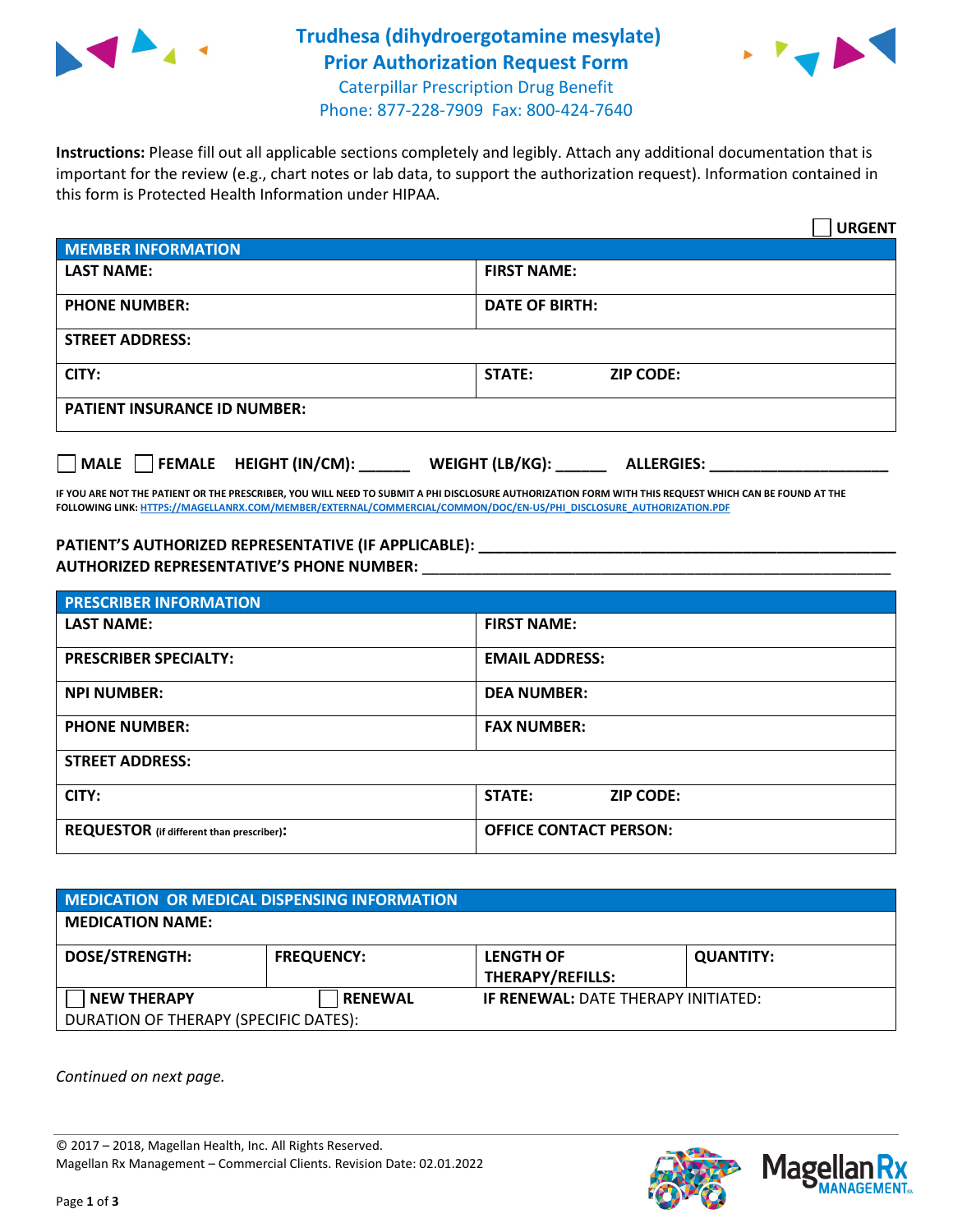# Trudhesa (dihydroergotamine mesylate) Prior Authorization Request Form

Caterpillar Prescription Drug Benefit
Phone: 877-228-7909 Fax: 800-424-7640

**Instructions:** Please fill out all applicable sections completely and legibly. Attach any additional documentation that is important for the review (e.g., chart notes or lab data, to support the authorization request). Information contained in this form is Protected Health Information under HIPAA.

☐ **URGENT**

| **MEMBER INFORMATION** | |
|---|---|
| **LAST NAME:** | **FIRST NAME:** |
| **PHONE NUMBER:** | **DATE OF BIRTH:** |
| **STREET ADDRESS:** | |
| **CITY:** | **STATE:** **ZIP CODE:** |
| **PATIENT INSURANCE ID NUMBER:** | |

☐ **MALE** ☐ **FEMALE** **HEIGHT (IN/CM):** ______ **WEIGHT (LB/KG):** ______ **ALLERGIES:** ____________________

**IF YOU ARE NOT THE PATIENT OR THE PRESCRIBER, YOU WILL NEED TO SUBMIT A PHI DISCLOSURE AUTHORIZATION FORM WITH THIS REQUEST WHICH CAN BE FOUND AT THE FOLLOWING LINK: HTTPS://MAGELLANRX.COM/MEMBER/EXTERNAL/COMMERCIAL/COMMON/DOC/EN-US/PHI_DISCLOSURE_AUTHORIZATION.PDF**

**PATIENT'S AUTHORIZED REPRESENTATIVE (IF APPLICABLE):** ____________________________________________
**AUTHORIZED REPRESENTATIVE'S PHONE NUMBER:** ____________________________________________

| **PRESCRIBER INFORMATION** | |
|---|---|
| **LAST NAME:** | **FIRST NAME:** |
| **PRESCRIBER SPECIALTY:** | **EMAIL ADDRESS:** |
| **NPI NUMBER:** | **DEA NUMBER:** |
| **PHONE NUMBER:** | **FAX NUMBER:** |
| **STREET ADDRESS:** | |
| **CITY:** | **STATE:** **ZIP CODE:** |
| **REQUESTOR** (if different than prescriber)**:** | **OFFICE CONTACT PERSON:** |

| **MEDICATION OR MEDICAL DISPENSING INFORMATION** | | | |
|---|---|---|---|
| **MEDICATION NAME:** | | | |
| **DOSE/STRENGTH:** | **FREQUENCY:** | **LENGTH OF THERAPY/REFILLS:** | **QUANTITY:** |
| ☐ **NEW THERAPY** | ☐ **RENEWAL** | **IF RENEWAL:** DATE THERAPY INITIATED: | |
| DURATION OF THERAPY (SPECIFIC DATES): | | | |

*Continued on next page.*

© 2017 – 2018, Magellan Health, Inc. All Rights Reserved.
Magellan Rx Management – Commercial Clients. Revision Date: 02.01.2022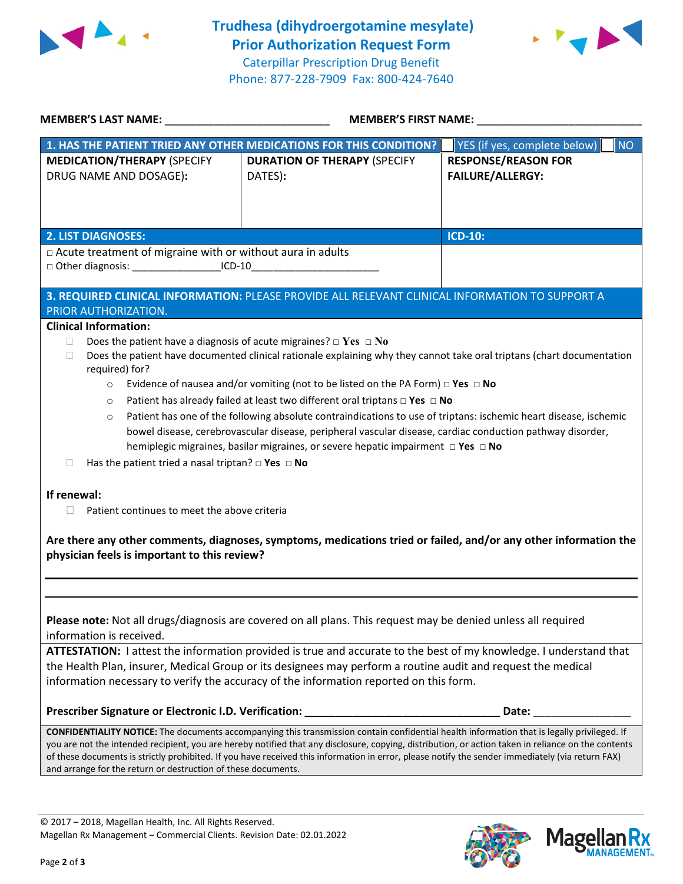# Trudhesa (dihydroergotamine mesylate) Prior Authorization Request Form

Caterpillar Prescription Drug Benefit
Phone: 877-228-7909 Fax: 800-424-7640

**MEMBER'S LAST NAME:** ___________________________ **MEMBER'S FIRST NAME:** ___________________________

| **1. HAS THE PATIENT TRIED ANY OTHER MEDICATIONS FOR THIS CONDITION?** | | ☐ YES (if yes, complete below) ☐ NO |
|---|---|---|
| **MEDICATION/THERAPY** (SPECIFY DRUG NAME AND DOSAGE): | **DURATION OF THERAPY** (SPECIFY DATES): | **RESPONSE/REASON FOR FAILURE/ALLERGY:** |
| | | |

| **2. LIST DIAGNOSES:** | **ICD-10:** |
|---|---|
| □ Acute treatment of migraine with or without aura in adults<br>□ Other diagnosis: _______________ICD-10______________________ | |

**3. REQUIRED CLINICAL INFORMATION:** PLEASE PROVIDE ALL RELEVANT CLINICAL INFORMATION TO SUPPORT A PRIOR AUTHORIZATION.

**Clinical Information:**

- ☐ Does the patient have a diagnosis of acute migraines? □ **Yes** □ **No**
- ☐ Does the patient have documented clinical rationale explaining why they cannot take oral triptans (chart documentation required) for?
  - Evidence of nausea and/or vomiting (not to be listed on the PA Form) □ **Yes** □ **No**
  - Patient has already failed at least two different oral triptans □ **Yes** □ **No**
  - Patient has one of the following absolute contraindications to use of triptans: ischemic heart disease, ischemic bowel disease, cerebrovascular disease, peripheral vascular disease, cardiac conduction pathway disorder, hemiplegic migraines, basilar migraines, or severe hepatic impairment □ **Yes** □ **No**
- ☐ Has the patient tried a nasal triptan? □ **Yes** □ **No**

**If renewal:**

- ☐ Patient continues to meet the above criteria

**Are there any other comments, diagnoses, symptoms, medications tried or failed, and/or any other information the physician feels is important to this review?**

_______________________________________________________________________________

_______________________________________________________________________________

**Please note:** Not all drugs/diagnosis are covered on all plans. This request may be denied unless all required information is received.

**ATTESTATION:** I attest the information provided is true and accurate to the best of my knowledge. I understand that the Health Plan, insurer, Medical Group or its designees may perform a routine audit and request the medical information necessary to verify the accuracy of the information reported on this form.

**Prescriber Signature or Electronic I.D. Verification:** ________________________________ **Date:** ________________

**CONFIDENTIALITY NOTICE:** The documents accompanying this transmission contain confidential health information that is legally privileged. If you are not the intended recipient, you are hereby notified that any disclosure, copying, distribution, or action taken in reliance on the contents of these documents is strictly prohibited. If you have received this information in error, please notify the sender immediately (via return FAX) and arrange for the return or destruction of these documents.

© 2017 – 2018, Magellan Health, Inc. All Rights Reserved.
Magellan Rx Management – Commercial Clients. Revision Date: 02.01.2022